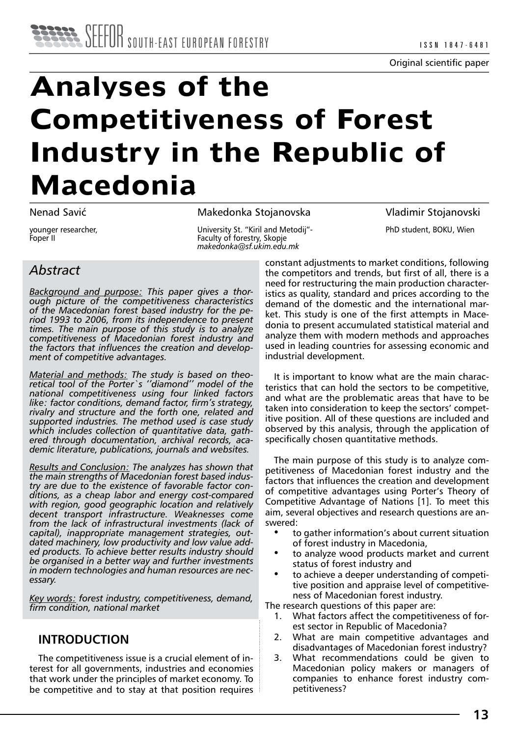Original scientific paper

# Analyses of the Competitiveness of Forest Industry in the Republic of Macedonia

Nenad Savić
younger researcher, Foper II

Makedonka Stojanovska
University St. "Kiril and Metodij"- Faculty of forestry, Skopje
*makedonka@sf.ukim.edu.mk*

Vladimir Stojanovski
PhD student, BOKU, Wien

## *Abstract*

*Background and purpose: This paper gives a thorough picture of the competitiveness characteristics of the Macedonian forest based industry for the period 1993 to 2006, from its independence to present times. The main purpose of this study is to analyze competitiveness of Macedonian forest industry and the factors that influences the creation and development of competitive advantages.*

*Material and methods: The study is based on theoretical tool of the Porter`s ''diamond'' model of the national competitiveness using four linked factors like: factor conditions, demand factor, firm's strategy, rivalry and structure and the forth one, related and supported industries. The method used is case study which includes collection of quantitative data, gathered through documentation, archival records, academic literature, publications, journals and websites.*

*Results and Conclusion: The analyzes has shown that the main strengths of Macedonian forest based industry are due to the existence of favorable factor conditions, as a cheap labor and energy cost-compared with region, good geographic location and relatively decent transport infrastructure. Weaknesses come from the lack of infrastructural investments (lack of capital), inappropriate management strategies, outdated machinery, low productivity and low value added products. To achieve better results industry should be organised in a better way and further investments in modern technologies and human resources are necessary.*

*Key words: forest industry, competitiveness, demand, firm condition, national market*

## INTRODUCTION

The competitiveness issue is a crucial element of interest for all governments, industries and economies that work under the principles of market economy. To be competitive and to stay at that position requires constant adjustments to market conditions, following the competitors and trends, but first of all, there is a need for restructuring the main production characteristics as quality, standard and prices according to the demand of the domestic and the international market. This study is one of the first attempts in Macedonia to present accumulated statistical material and analyze them with modern methods and approaches used in leading countries for assessing economic and industrial development.

It is important to know what are the main characteristics that can hold the sectors to be competitive, and what are the problematic areas that have to be taken into consideration to keep the sectors' competitive position. All of these questions are included and observed by this analysis, through the application of specifically chosen quantitative methods.

The main purpose of this study is to analyze competitiveness of Macedonian forest industry and the factors that influences the creation and development of competitive advantages using Porter's Theory of Competitive Advantage of Nations [1]. To meet this aim, several objectives and research questions are answered:

- to gather information's about current situation of forest industry in Macedonia,
- to analyze wood products market and current status of forest industry and
- to achieve a deeper understanding of competitive position and appraise level of competitiveness of Macedonian forest industry.

The research questions of this paper are:

1. What factors affect the competitiveness of forest sector in Republic of Macedonia?
2. What are main competitive advantages and disadvantages of Macedonian forest industry?
3. What recommendations could be given to Macedonian policy makers or managers of companies to enhance forest industry competitiveness?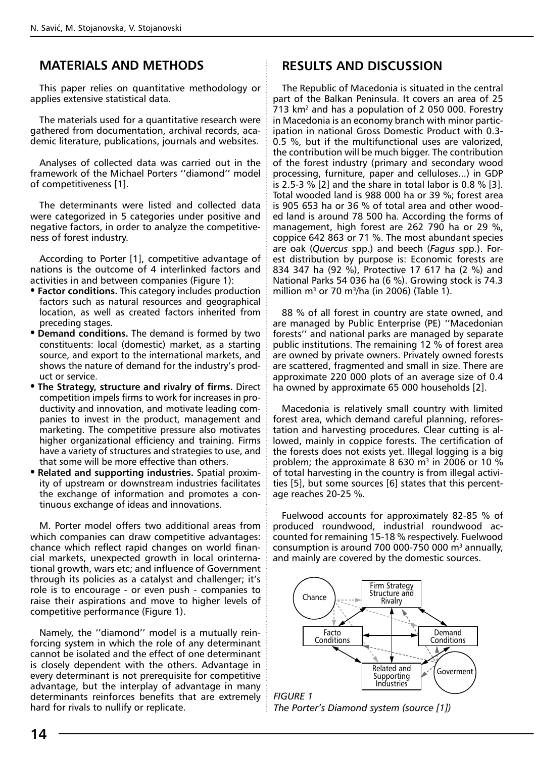## MATERIALS AND METHODS

This paper relies on quantitative methodology or applies extensive statistical data.

The materials used for a quantitative research were gathered from documentation, archival records, academic literature, publications, journals and websites.

Analyses of collected data was carried out in the framework of the Michael Porters ''diamond'' model of competitiveness [1].

The determinants were listed and collected data were categorized in 5 categories under positive and negative factors, in order to analyze the competitiveness of forest industry.

According to Porter [1], competitive advantage of nations is the outcome of 4 interlinked factors and activities in and between companies (Figure 1):

- **Factor conditions.** This category includes production factors such as natural resources and geographical location, as well as created factors inherited from preceding stages.
- **Demand conditions.** The demand is formed by two constituents: local (domestic) market, as a starting source, and export to the international markets, and shows the nature of demand for the industry's product or service.
- **The Strategy, structure and rivalry of firms.** Direct competition impels firms to work for increases in productivity and innovation, and motivate leading companies to invest in the product, management and marketing. The competitive pressure also motivates higher organizational efficiency and training. Firms have a variety of structures and strategies to use, and that some will be more effective than others.
- **Related and supporting industries.** Spatial proximity of upstream or downstream industries facilitates the exchange of information and promotes a continuous exchange of ideas and innovations.

M. Porter model offers two additional areas from which companies can draw competitive advantages: chance which reflect rapid changes on world financial markets, unexpected growth in local orinternational growth, wars etc; and influence of Government through its policies as a catalyst and challenger; it's role is to encourage - or even push - companies to raise their aspirations and move to higher levels of competitive performance (Figure 1).

Namely, the ''diamond'' model is a mutually reinforcing system in which the role of any determinant cannot be isolated and the effect of one determinant is closely dependent with the others. Advantage in every determinant is not prerequisite for competitive advantage, but the interplay of advantage in many determinants reinforces benefits that are extremely hard for rivals to nullify or replicate.

## RESULTS AND DISCUSSION

The Republic of Macedonia is situated in the central part of the Balkan Peninsula. It covers an area of 25 713 km$^2$ and has a population of 2 050 000. Forestry in Macedonia is an economy branch with minor participation in national Gross Domestic Product with 0.3-0.5 %, but if the multifunctional uses are valorized, the contribution will be much bigger. The contribution of the forest industry (primary and secondary wood processing, furniture, paper and celluloses...) in GDP is 2.5-3 % [2] and the share in total labor is 0.8 % [3]. Total wooded land is 988 000 ha or 39 %; forest area is 905 653 ha or 36 % of total area and other wooded land is around 78 500 ha. According the forms of management, high forest are 262 790 ha or 29 %, coppice 642 863 or 71 %. The most abundant species are oak (*Quercus* spp.) and beech (*Fagus* spp.). Forest distribution by purpose is: Economic forests are 834 347 ha (92 %), Protective 17 617 ha (2 %) and National Parks 54 036 ha (6 %). Growing stock is 74.3 million m$^3$ or 70 m$^3$/ha (in 2006) (Table 1).

88 % of all forest in country are state owned, and are managed by Public Enterprise (PE) ''Macedonian forests'' and national parks are managed by separate public institutions. The remaining 12 % of forest area are owned by private owners. Privately owned forests are scattered, fragmented and small in size. There are approximate 220 000 plots of an average size of 0.4 ha owned by approximate 65 000 households [2].

Macedonia is relatively small country with limited forest area, which demand careful planning, reforestation and harvesting procedures. Clear cutting is allowed, mainly in coppice forests. The certification of the forests does not exists yet. Illegal logging is a big problem; the approximate 8 630 m$^3$ in 2006 or 10 % of total harvesting in the country is from illegal activities [5], but some sources [6] states that this percentage reaches 20-25 %.

Fuelwood accounts for approximately 82-85 % of produced roundwood, industrial roundwood accounted for remaining 15-18 % respectively. Fuelwood consumption is around 700 000-750 000 m$^3$ annually, and mainly are covered by the domestic sources.

*FIGURE 1*
*The Porter's Diamond system (source [1])*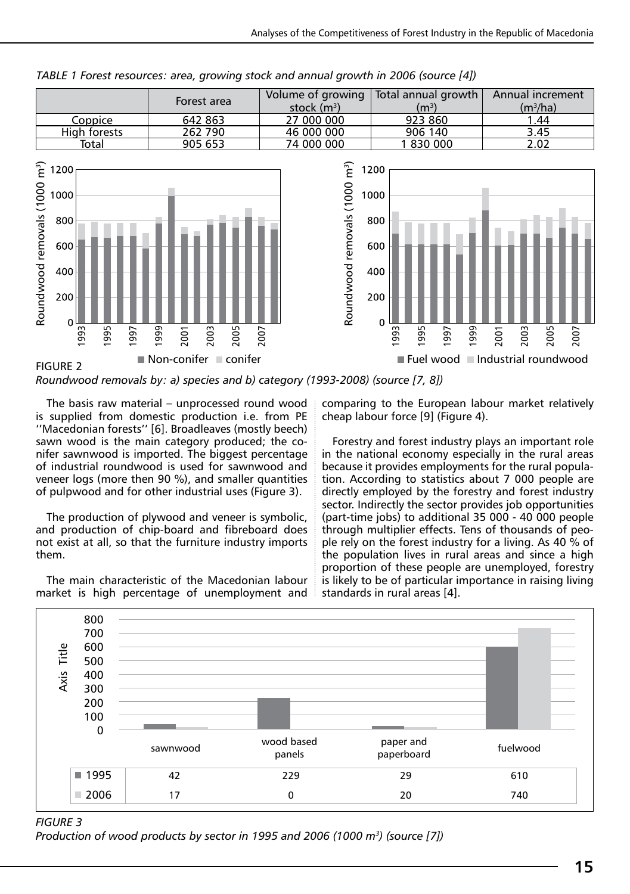*TABLE 1 Forest resources: area, growing stock and annual growth in 2006 (source [4])*

| | Forest area | Volume of growing stock ($m^3$) | Total annual growth ($m^3$) | Annual increment ($m^3$/ha) |
|---|---|---|---|---|
| Coppice | 642 863 | 27 000 000 | 923 860 | 1.44 |
| High forests | 262 790 | 46 000 000 | 906 140 | 3.45 |
| Total | 905 653 | 74 000 000 | 1 830 000 | 2.02 |

FIGURE 2

*Roundwood removals by: a) species and b) category (1993-2008) (source [7, 8])*

The basis raw material – unprocessed round wood is supplied from domestic production i.e. from PE ''Macedonian forests'' [6]. Broadleaves (mostly beech) sawn wood is the main category produced; the conifer sawnwood is imported. The biggest percentage of industrial roundwood is used for sawnwood and veneer logs (more then 90 %), and smaller quantities of pulpwood and for other industrial uses (Figure 3).

The production of plywood and veneer is symbolic, and production of chip-board and fibreboard does not exist at all, so that the furniture industry imports them.

The main characteristic of the Macedonian labour market is high percentage of unemployment and comparing to the European labour market relatively cheap labour force [9] (Figure 4).

Forestry and forest industry plays an important role in the national economy especially in the rural areas because it provides employments for the rural population. According to statistics about 7 000 people are directly employed by the forestry and forest industry sector. Indirectly the sector provides job opportunities (part-time jobs) to additional 35 000 - 40 000 people through multiplier effects. Tens of thousands of people rely on the forest industry for a living. As 40 % of the population lives in rural areas and since a high proportion of these people are unemployed, forestry is likely to be of particular importance in raising living standards in rural areas [4].

| | sawnwood | wood based panels | paper and paperboard | fuelwood |
|---|---|---|---|---|
| 1995 | 42 | 229 | 29 | 610 |
| 2006 | 17 | 0 | 20 | 740 |

*FIGURE 3*

*Production of wood products by sector in 1995 and 2006 (1000 $m^3$) (source [7])*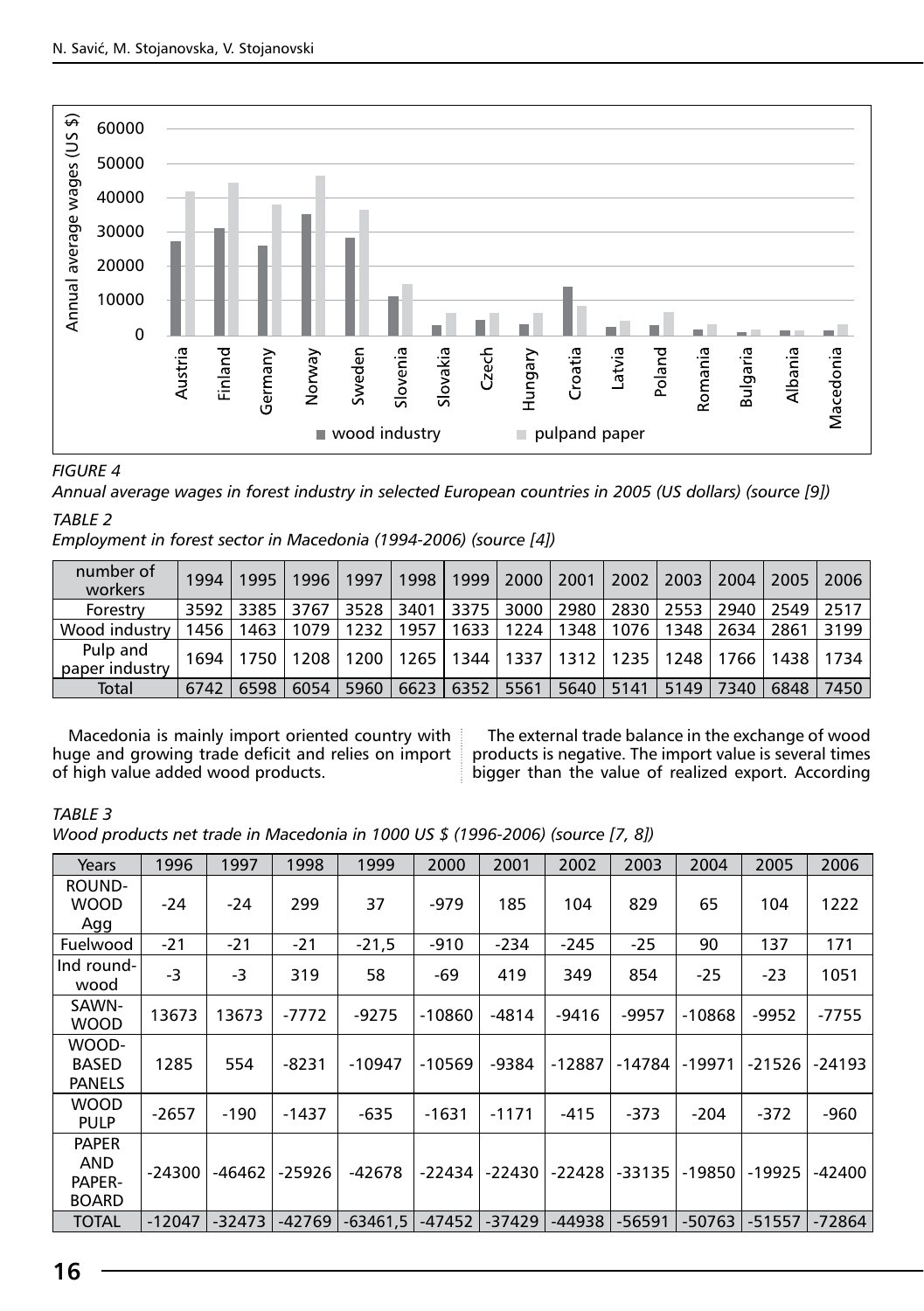*FIGURE 4*

*Annual average wages in forest industry in selected European countries in 2005 (US dollars) (source [9])*

*TABLE 2*

*Employment in forest sector in Macedonia (1994-2006) (source [4])*

| number of workers | 1994 | 1995 | 1996 | 1997 | 1998 | 1999 | 2000 | 2001 | 2002 | 2003 | 2004 | 2005 | 2006 |
|---|---|---|---|---|---|---|---|---|---|---|---|---|---|
| Forestry | 3592 | 3385 | 3767 | 3528 | 3401 | 3375 | 3000 | 2980 | 2830 | 2553 | 2940 | 2549 | 2517 |
| Wood industry | 1456 | 1463 | 1079 | 1232 | 1957 | 1633 | 1224 | 1348 | 1076 | 1348 | 2634 | 2861 | 3199 |
| Pulp and paper industry | 1694 | 1750 | 1208 | 1200 | 1265 | 1344 | 1337 | 1312 | 1235 | 1248 | 1766 | 1438 | 1734 |
| Total | 6742 | 6598 | 6054 | 5960 | 6623 | 6352 | 5561 | 5640 | 5141 | 5149 | 7340 | 6848 | 7450 |

Macedonia is mainly import oriented country with huge and growing trade deficit and relies on import of high value added wood products.

The external trade balance in the exchange of wood products is negative. The import value is several times bigger than the value of realized export. According

*TABLE 3*

*Wood products net trade in Macedonia in 1000 US $ (1996-2006) (source [7, 8])*

| Years | 1996 | 1997 | 1998 | 1999 | 2000 | 2001 | 2002 | 2003 | 2004 | 2005 | 2006 |
|---|---|---|---|---|---|---|---|---|---|---|---|
| ROUND-WOOD Agg | -24 | -24 | 299 | 37 | -979 | 185 | 104 | 829 | 65 | 104 | 1222 |
| Fuelwood | -21 | -21 | -21 | -21,5 | -910 | -234 | -245 | -25 | 90 | 137 | 171 |
| Ind round-wood | -3 | -3 | 319 | 58 | -69 | 419 | 349 | 854 | -25 | -23 | 1051 |
| SAWN-WOOD | 13673 | 13673 | -7772 | -9275 | -10860 | -4814 | -9416 | -9957 | -10868 | -9952 | -7755 |
| WOOD-BASED PANELS | 1285 | 554 | -8231 | -10947 | -10569 | -9384 | -12887 | -14784 | -19971 | -21526 | -24193 |
| WOOD PULP | -2657 | -190 | -1437 | -635 | -1631 | -1171 | -415 | -373 | -204 | -372 | -960 |
| PAPER AND PAPER-BOARD | -24300 | -46462 | -25926 | -42678 | -22434 | -22430 | -22428 | -33135 | -19850 | -19925 | -42400 |
| TOTAL | -12047 | -32473 | -42769 | -63461,5 | -47452 | -37429 | -44938 | -56591 | -50763 | -51557 | -72864 |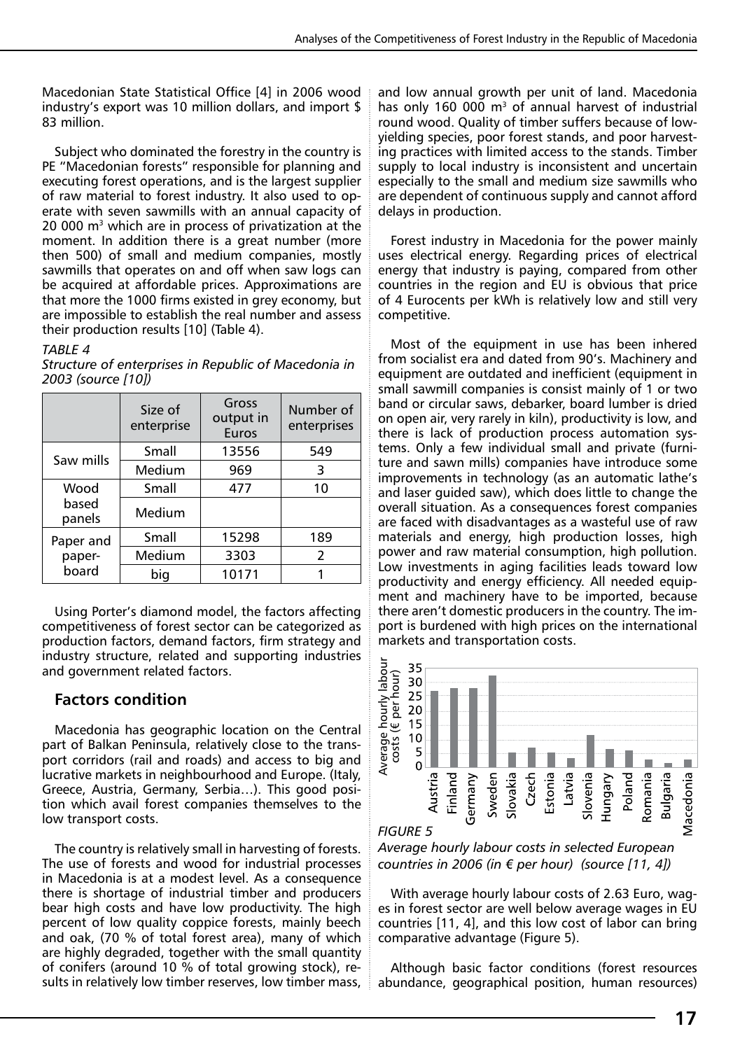Macedonian State Statistical Office [4] in 2006 wood industry's export was 10 million dollars, and import $ 83 million.

Subject who dominated the forestry in the country is PE "Macedonian forests" responsible for planning and executing forest operations, and is the largest supplier of raw material to forest industry. It also used to operate with seven sawmills with an annual capacity of 20 000 m$^3$ which are in process of privatization at the moment. In addition there is a great number (more then 500) of small and medium companies, mostly sawmills that operates on and off when saw logs can be acquired at affordable prices. Approximations are that more the 1000 firms existed in grey economy, but are impossible to establish the real number and assess their production results [10] (Table 4).

*TABLE 4*
*Structure of enterprises in Republic of Macedonia in 2003 (source [10])*

| | Size of enterprise | Gross output in Euros | Number of enterprises |
|---|---|---|---|
| Saw mills | Small | 13556 | 549 |
| | Medium | 969 | 3 |
| Wood based panels | Small | 477 | 10 |
| | Medium | | |
| Paper and paper-board | Small | 15298 | 189 |
| | Medium | 3303 | 2 |
| | big | 10171 | 1 |

Using Porter's diamond model, the factors affecting competitiveness of forest sector can be categorized as production factors, demand factors, firm strategy and industry structure, related and supporting industries and government related factors.

## Factors condition

Macedonia has geographic location on the Central part of Balkan Peninsula, relatively close to the transport corridors (rail and roads) and access to big and lucrative markets in neighbourhood and Europe. (Italy, Greece, Austria, Germany, Serbia…). This good position which avail forest companies themselves to the low transport costs.

The country is relatively small in harvesting of forests. The use of forests and wood for industrial processes in Macedonia is at a modest level. As a consequence there is shortage of industrial timber and producers bear high costs and have low productivity. The high percent of low quality coppice forests, mainly beech and oak, (70 % of total forest area), many of which are highly degraded, together with the small quantity of conifers (around 10 % of total growing stock), results in relatively low timber reserves, low timber mass, and low annual growth per unit of land. Macedonia has only 160 000 m$^3$ of annual harvest of industrial round wood. Quality of timber suffers because of low-yielding species, poor forest stands, and poor harvesting practices with limited access to the stands. Timber supply to local industry is inconsistent and uncertain especially to the small and medium size sawmills who are dependent of continuous supply and cannot afford delays in production.

Forest industry in Macedonia for the power mainly uses electrical energy. Regarding prices of electrical energy that industry is paying, compared from other countries in the region and EU is obvious that price of 4 Eurocents per kWh is relatively low and still very competitive.

Most of the equipment in use has been inhered from socialist era and dated from 90's. Machinery and equipment are outdated and inefficient (equipment in small sawmill companies is consist mainly of 1 or two band or circular saws, debarker, board lumber is dried on open air, very rarely in kiln), productivity is low, and there is lack of production process automation systems. Only a few individual small and private (furniture and sawn mills) companies have introduce some improvements in technology (as an automatic lathe's and laser guided saw), which does little to change the overall situation. As a consequences forest companies are faced with disadvantages as a wasteful use of raw materials and energy, high production losses, high power and raw material consumption, high pollution. Low investments in aging facilities leads toward low productivity and energy efficiency. All needed equipment and machinery have to be imported, because there aren't domestic producers in the country. The import is burdened with high prices on the international markets and transportation costs.

*FIGURE 5*
*Average hourly labour costs in selected European countries in 2006 (in € per hour) (source [11, 4])*

With average hourly labour costs of 2.63 Euro, wages in forest sector are well below average wages in EU countries [11, 4], and this low cost of labor can bring comparative advantage (Figure 5).

Although basic factor conditions (forest resources abundance, geographical position, human resources)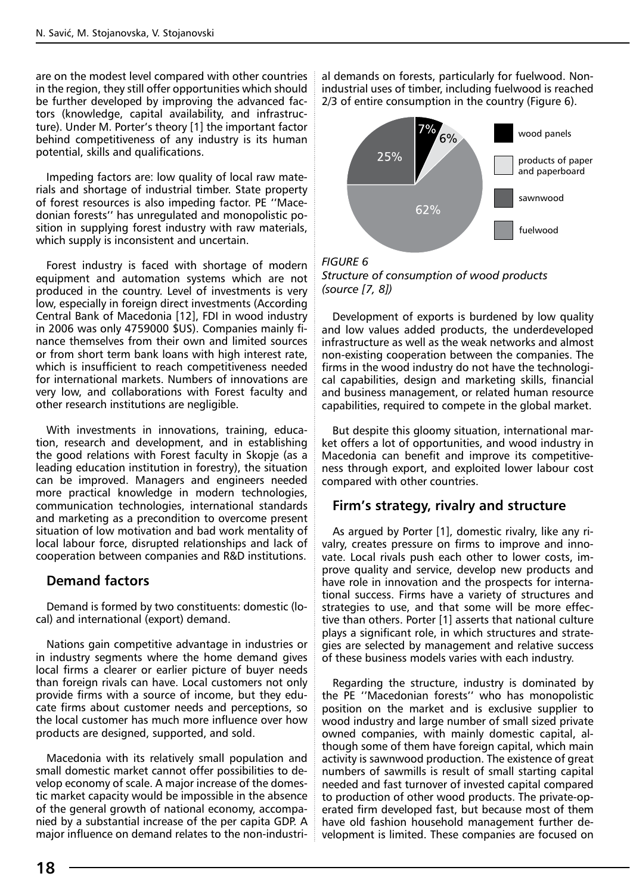are on the modest level compared with other countries in the region, they still offer opportunities which should be further developed by improving the advanced factors (knowledge, capital availability, and infrastructure). Under M. Porter's theory [1] the important factor behind competitiveness of any industry is its human potential, skills and qualifications.

Impeding factors are: low quality of local raw materials and shortage of industrial timber. State property of forest resources is also impeding factor. PE ''Macedonian forests'' has unregulated and monopolistic position in supplying forest industry with raw materials, which supply is inconsistent and uncertain.

Forest industry is faced with shortage of modern equipment and automation systems which are not produced in the country. Level of investments is very low, especially in foreign direct investments (According Central Bank of Macedonia [12], FDI in wood industry in 2006 was only 4759000 $US). Companies mainly finance themselves from their own and limited sources or from short term bank loans with high interest rate, which is insufficient to reach competitiveness needed for international markets. Numbers of innovations are very low, and collaborations with Forest faculty and other research institutions are negligible.

With investments in innovations, training, education, research and development, and in establishing the good relations with Forest faculty in Skopje (as a leading education institution in forestry), the situation can be improved. Managers and engineers needed more practical knowledge in modern technologies, communication technologies, international standards and marketing as a precondition to overcome present situation of low motivation and bad work mentality of local labour force, disrupted relationships and lack of cooperation between companies and R&D institutions.

## Demand factors

Demand is formed by two constituents: domestic (local) and international (export) demand.

Nations gain competitive advantage in industries or in industry segments where the home demand gives local firms a clearer or earlier picture of buyer needs than foreign rivals can have. Local customers not only provide firms with a source of income, but they educate firms about customer needs and perceptions, so the local customer has much more influence over how products are designed, supported, and sold.

Macedonia with its relatively small population and small domestic market cannot offer possibilities to develop economy of scale. A major increase of the domestic market capacity would be impossible in the absence of the general growth of national economy, accompanied by a substantial increase of the per capita GDP. A major influence on demand relates to the non-industrial demands on forests, particularly for fuelwood. Non-industrial uses of timber, including fuelwood is reached 2/3 of entire consumption in the country (Figure 6).

| Product | Share |
|---|---|
| wood panels | 7% |
| products of paper and paperboard | 6% |
| sawnwood | 25% |
| fuelwood | 62% |

*FIGURE 6*
*Structure of consumption of wood products (source [7, 8])*

Development of exports is burdened by low quality and low values added products, the underdeveloped infrastructure as well as the weak networks and almost non-existing cooperation between the companies. The firms in the wood industry do not have the technological capabilities, design and marketing skills, financial and business management, or related human resource capabilities, required to compete in the global market.

But despite this gloomy situation, international market offers a lot of opportunities, and wood industry in Macedonia can benefit and improve its competitiveness through export, and exploited lower labour cost compared with other countries.

## Firm's strategy, rivalry and structure

As argued by Porter [1], domestic rivalry, like any rivalry, creates pressure on firms to improve and innovate. Local rivals push each other to lower costs, improve quality and service, develop new products and have role in innovation and the prospects for international success. Firms have a variety of structures and strategies to use, and that some will be more effective than others. Porter [1] asserts that national culture plays a significant role, in which structures and strategies are selected by management and relative success of these business models varies with each industry.

Regarding the structure, industry is dominated by the PE ''Macedonian forests'' who has monopolistic position on the market and is exclusive supplier to wood industry and large number of small sized private owned companies, with mainly domestic capital, although some of them have foreign capital, which main activity is sawnwood production. The existence of great numbers of sawmills is result of small starting capital needed and fast turnover of invested capital compared to production of other wood products. The private-operated firm developed fast, but because most of them have old fashion household management further development is limited. These companies are focused on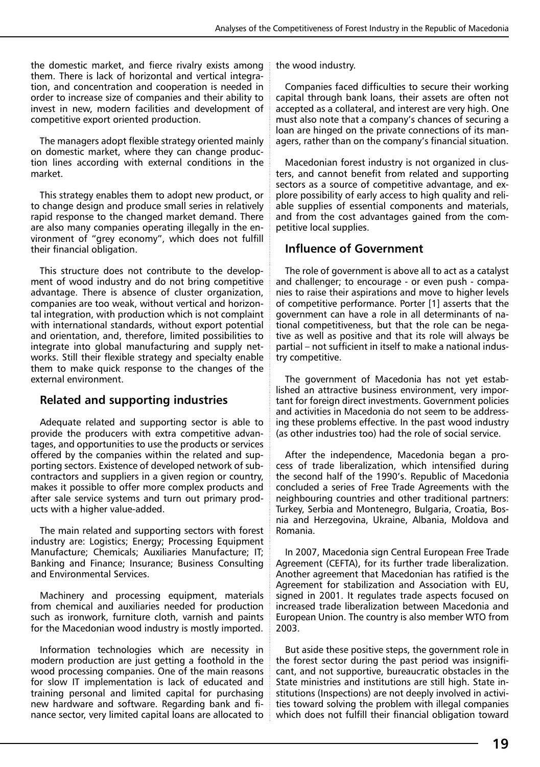the domestic market, and fierce rivalry exists among them. There is lack of horizontal and vertical integration, and concentration and cooperation is needed in order to increase size of companies and their ability to invest in new, modern facilities and development of competitive export oriented production.

The managers adopt flexible strategy oriented mainly on domestic market, where they can change production lines according with external conditions in the market.

This strategy enables them to adopt new product, or to change design and produce small series in relatively rapid response to the changed market demand. There are also many companies operating illegally in the environment of "grey economy", which does not fulfill their financial obligation.

This structure does not contribute to the development of wood industry and do not bring competitive advantage. There is absence of cluster organization, companies are too weak, without vertical and horizontal integration, with production which is not complaint with international standards, without export potential and orientation, and, therefore, limited possibilities to integrate into global manufacturing and supply networks. Still their flexible strategy and specialty enable them to make quick response to the changes of the external environment.

## Related and supporting industries

Adequate related and supporting sector is able to provide the producers with extra competitive advantages, and opportunities to use the products or services offered by the companies within the related and supporting sectors. Existence of developed network of subcontractors and suppliers in a given region or country, makes it possible to offer more complex products and after sale service systems and turn out primary products with a higher value-added.

The main related and supporting sectors with forest industry are: Logistics; Energy; Processing Equipment Manufacture; Chemicals; Auxiliaries Manufacture; IT; Banking and Finance; Insurance; Business Consulting and Environmental Services.

Machinery and processing equipment, materials from chemical and auxiliaries needed for production such as ironwork, furniture cloth, varnish and paints for the Macedonian wood industry is mostly imported.

Information technologies which are necessity in modern production are just getting a foothold in the wood processing companies. One of the main reasons for slow IT implementation is lack of educated and training personal and limited capital for purchasing new hardware and software. Regarding bank and finance sector, very limited capital loans are allocated to the wood industry.

Companies faced difficulties to secure their working capital through bank loans, their assets are often not accepted as a collateral, and interest are very high. One must also note that a company's chances of securing a loan are hinged on the private connections of its managers, rather than on the company's financial situation.

Macedonian forest industry is not organized in clusters, and cannot benefit from related and supporting sectors as a source of competitive advantage, and explore possibility of early access to high quality and reliable supplies of essential components and materials, and from the cost advantages gained from the competitive local supplies.

## Influence of Government

The role of government is above all to act as a catalyst and challenger; to encourage - or even push - companies to raise their aspirations and move to higher levels of competitive performance. Porter [1] asserts that the government can have a role in all determinants of national competitiveness, but that the role can be negative as well as positive and that its role will always be partial – not sufficient in itself to make a national industry competitive.

The government of Macedonia has not yet established an attractive business environment, very important for foreign direct investments. Government policies and activities in Macedonia do not seem to be addressing these problems effective. In the past wood industry (as other industries too) had the role of social service.

After the independence, Macedonia began a process of trade liberalization, which intensified during the second half of the 1990's. Republic of Macedonia concluded a series of Free Trade Agreements with the neighbouring countries and other traditional partners: Turkey, Serbia and Montenegro, Bulgaria, Croatia, Bosnia and Herzegovina, Ukraine, Albania, Moldova and Romania.

In 2007, Macedonia sign Central European Free Trade Agreement (CEFTA), for its further trade liberalization. Another agreement that Macedonian has ratified is the Agreement for stabilization and Association with EU, signed in 2001. It regulates trade aspects focused on increased trade liberalization between Macedonia and European Union. The country is also member WTO from 2003.

But aside these positive steps, the government role in the forest sector during the past period was insignificant, and not supportive, bureaucratic obstacles in the State ministries and institutions are still high. State institutions (Inspections) are not deeply involved in activities toward solving the problem with illegal companies which does not fulfill their financial obligation toward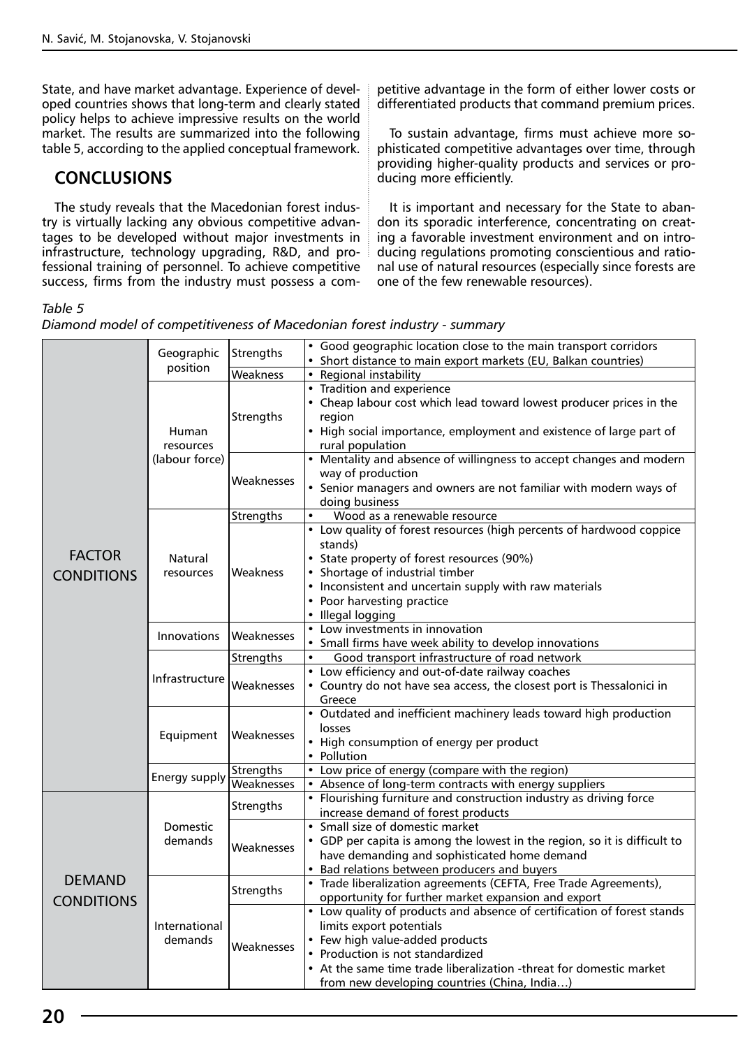State, and have market advantage. Experience of developed countries shows that long-term and clearly stated policy helps to achieve impressive results on the world market. The results are summarized into the following table 5, according to the applied conceptual framework.

## CONCLUSIONS

The study reveals that the Macedonian forest industry is virtually lacking any obvious competitive advantages to be developed without major investments in infrastructure, technology upgrading, R&D, and professional training of personnel. To achieve competitive success, firms from the industry must possess a competitive advantage in the form of either lower costs or differentiated products that command premium prices.

To sustain advantage, firms must achieve more sophisticated competitive advantages over time, through providing higher-quality products and services or producing more efficiently.

It is important and necessary for the State to abandon its sporadic interference, concentrating on creating a favorable investment environment and on introducing regulations promoting conscientious and rational use of natural resources (especially since forests are one of the few renewable resources).

*Table 5*

*Diamond model of competitiveness of Macedonian forest industry - summary*

| | | | |
|---|---|---|---|
| FACTOR CONDITIONS | Geographic position | Strengths | • Good geographic location close to the main transport corridors<br>• Short distance to main export markets (EU, Balkan countries) |
| | | Weakness | • Regional instability |
| | Human resources (labour force) | Strengths | • Tradition and experience<br>• Cheap labour cost which lead toward lowest producer prices in the region<br>• High social importance, employment and existence of large part of rural population |
| | | Weaknesses | • Mentality and absence of willingness to accept changes and modern way of production<br>• Senior managers and owners are not familiar with modern ways of doing business |
| | Natural resources | Strengths | • Wood as a renewable resource |
| | | Weakness | • Low quality of forest resources (high percents of hardwood coppice stands)<br>• State property of forest resources (90%)<br>• Shortage of industrial timber<br>• Inconsistent and uncertain supply with raw materials<br>• Poor harvesting practice<br>• Illegal logging |
| | Innovations | Weaknesses | • Low investments in innovation<br>• Small firms have week ability to develop innovations |
| | Infrastructure | Strengths | • Good transport infrastructure of road network |
| | | Weaknesses | • Low efficiency and out-of-date railway coaches<br>• Country do not have sea access, the closest port is Thessalonici in Greece |
| | Equipment | Weaknesses | • Outdated and inefficient machinery leads toward high production losses<br>• High consumption of energy per product<br>• Pollution |
| | Energy supply | Strengths | • Low price of energy (compare with the region) |
| | | Weaknesses | • Absence of long-term contracts with energy suppliers |
| DEMAND CONDITIONS | Domestic demands | Strengths | • Flourishing furniture and construction industry as driving force increase demand of forest products |
| | | Weaknesses | • Small size of domestic market<br>• GDP per capita is among the lowest in the region, so it is difficult to have demanding and sophisticated home demand<br>• Bad relations between producers and buyers |
| | International demands | Strengths | • Trade liberalization agreements (CEFTA, Free Trade Agreements), opportunity for further market expansion and export |
| | | Weaknesses | • Low quality of products and absence of certification of forest stands limits export potentials<br>• Few high value-added products<br>• Production is not standardized<br>• At the same time trade liberalization -threat for domestic market from new developing countries (China, India…) |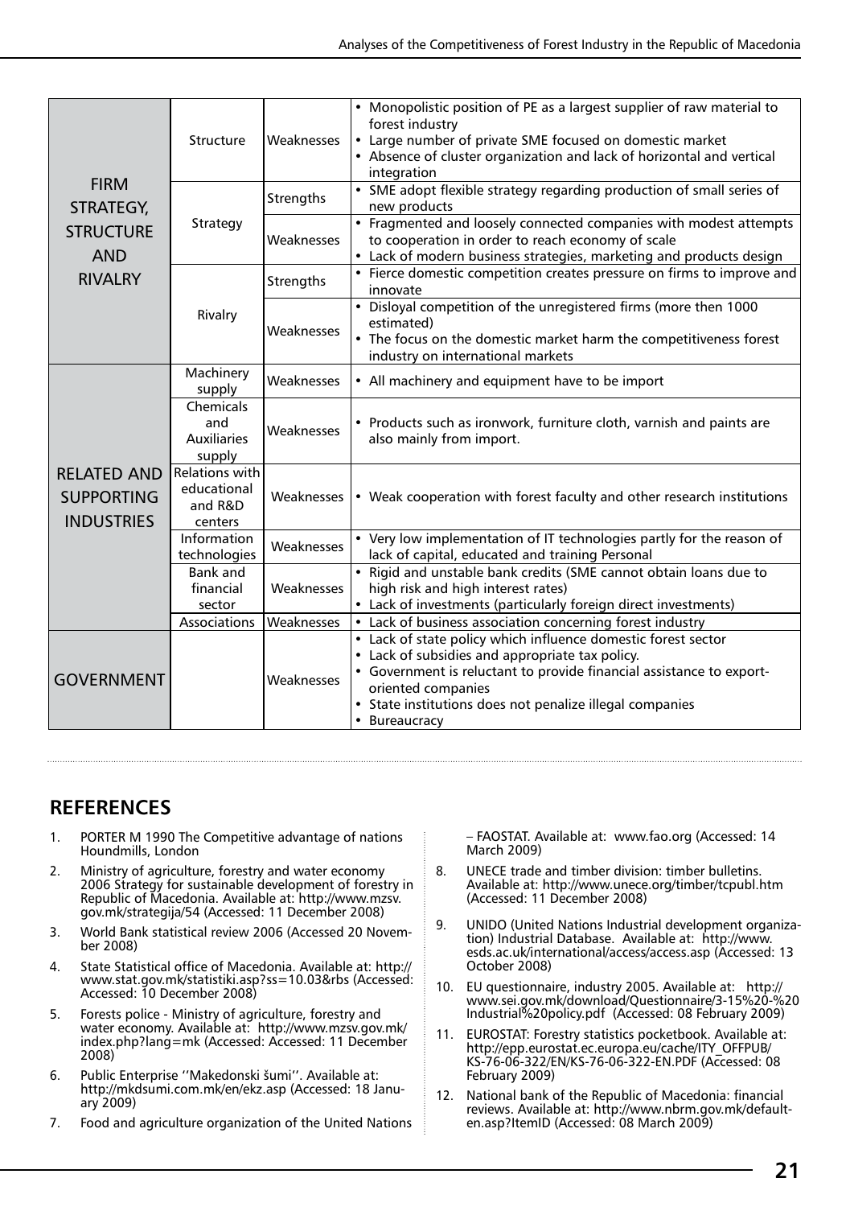| | | | |
|---|---|---|---|
| FIRM STRATEGY, STRUCTURE AND RIVALRY | Structure | Weaknesses | • Monopolistic position of PE as a largest supplier of raw material to forest industry<br>• Large number of private SME focused on domestic market<br>• Absence of cluster organization and lack of horizontal and vertical integration |
| | Strategy | Strengths | • SME adopt flexible strategy regarding production of small series of new products |
| | | Weaknesses | • Fragmented and loosely connected companies with modest attempts to cooperation in order to reach economy of scale<br>• Lack of modern business strategies, marketing and products design |
| | Rivalry | Strengths | • Fierce domestic competition creates pressure on firms to improve and innovate |
| | | Weaknesses | • Disloyal competition of the unregistered firms (more then 1000 estimated)<br>• The focus on the domestic market harm the competitiveness forest industry on international markets |
| RELATED AND SUPPORTING INDUSTRIES | Machinery supply | Weaknesses | • All machinery and equipment have to be import |
| | Chemicals and Auxiliaries supply | Weaknesses | • Products such as ironwork, furniture cloth, varnish and paints are also mainly from import. |
| | Relations with educational and R&D centers | Weaknesses | • Weak cooperation with forest faculty and other research institutions |
| | Information technologies | Weaknesses | • Very low implementation of IT technologies partly for the reason of lack of capital, educated and training Personal |
| | Bank and financial sector | Weaknesses | • Rigid and unstable bank credits (SME cannot obtain loans due to high risk and high interest rates)<br>• Lack of investments (particularly foreign direct investments) |
| | Associations | Weaknesses | • Lack of business association concerning forest industry |
| GOVERNMENT | | Weaknesses | • Lack of state policy which influence domestic forest sector<br>• Lack of subsidies and appropriate tax policy.<br>• Government is reluctant to provide financial assistance to export-oriented companies<br>• State institutions does not penalize illegal companies<br>• Bureaucracy |

## REFERENCES

1. PORTER M 1990 The Competitive advantage of nations Houndmills, London
2. Ministry of agriculture, forestry and water economy 2006 Strategy for sustainable development of forestry in Republic of Macedonia. Available at: http://www.mzsv.gov.mk/strategija/54 (Accessed: 11 December 2008)
3. World Bank statistical review 2006 (Accessed 20 November 2008)
4. State Statistical office of Macedonia. Available at: http://www.stat.gov.mk/statistiki.asp?ss=10.03&rbs (Accessed: Accessed: 10 December 2008)
5. Forests police - Ministry of agriculture, forestry and water economy. Available at: http://www.mzsv.gov.mk/index.php?lang=mk (Accessed: Accessed: 11 December 2008)
6. Public Enterprise ''Makedonski šumi''. Available at: http://mkdsumi.com.mk/en/ekz.asp (Accessed: 18 January 2009)
7. Food and agriculture organization of the United Nations – FAOSTAT. Available at: www.fao.org (Accessed: 14 March 2009)
8. UNECE trade and timber division: timber bulletins. Available at: http://www.unece.org/timber/tcpubl.htm (Accessed: 11 December 2008)
9. UNIDO (United Nations Industrial development organization) Industrial Database. Available at: http://www.esds.ac.uk/international/access/access.asp (Accessed: 13 October 2008)
10. EU questionnaire, industry 2005. Available at: http://www.sei.gov.mk/download/Questionnaire/3-15%20-%20Industrial%20policy.pdf (Accessed: 08 February 2009)
11. EUROSTAT: Forestry statistics pocketbook. Available at: http://epp.eurostat.ec.europa.eu/cache/ITY_OFFPUB/KS-76-06-322/EN/KS-76-06-322-EN.PDF (Accessed: 08 February 2009)
12. National bank of the Republic of Macedonia: financial reviews. Available at: http://www.nbrm.gov.mk/default-en.asp?ItemID (Accessed: 08 March 2009)